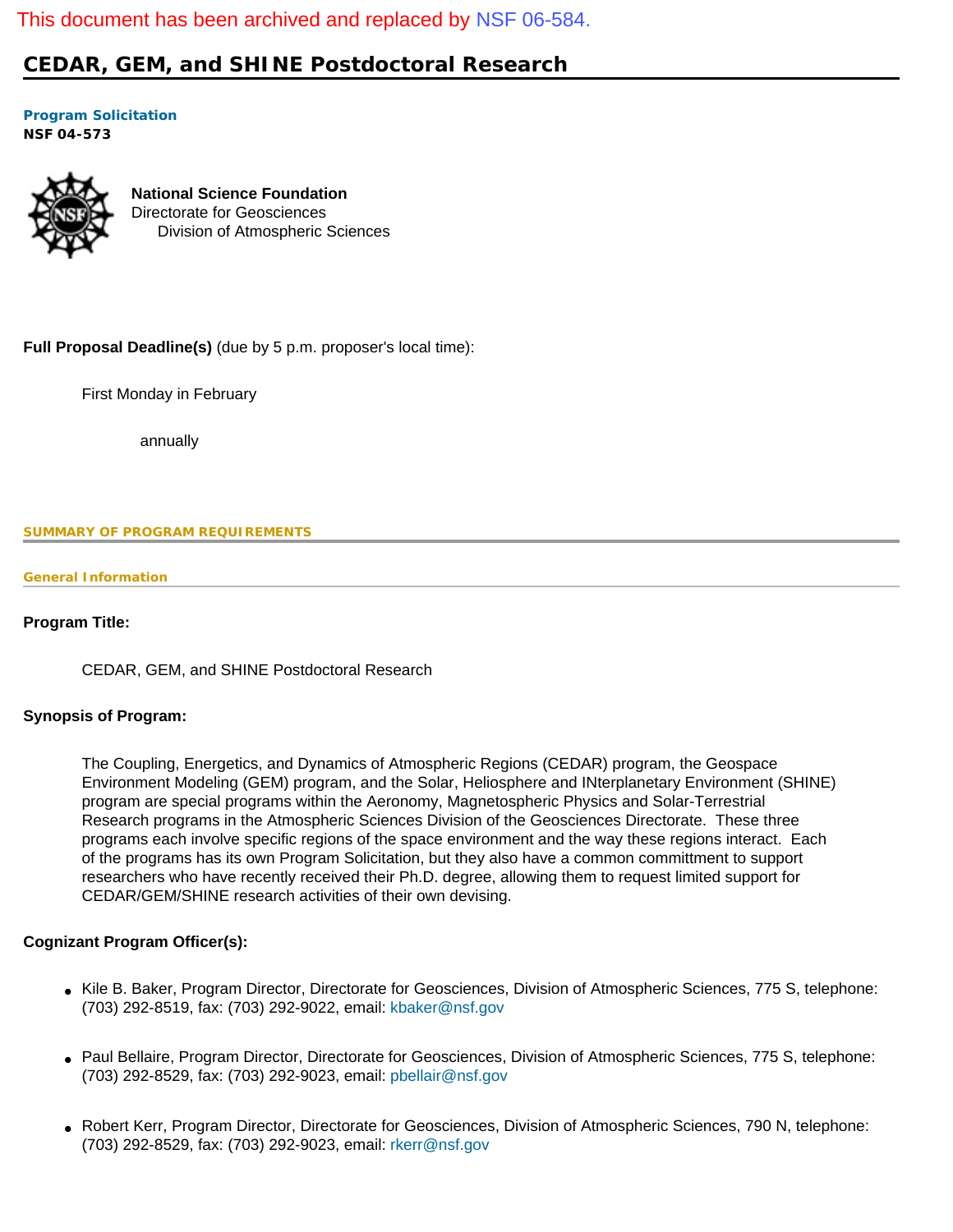This document has been archived and replaced by NSF 06-584.

# CEDAR, GEM, and SHINE Postdoctoral Research

**Program Solicitation**
**NSF 04-573**

**National Science Foundation**
Directorate for Geosciences
Division of Atmospheric Sciences

**Full Proposal Deadline(s)** (due by 5 p.m. proposer's local time):

First Monday in February

annually

## SUMMARY OF PROGRAM REQUIREMENTS

### General Information

**Program Title:**

CEDAR, GEM, and SHINE Postdoctoral Research

**Synopsis of Program:**

The Coupling, Energetics, and Dynamics of Atmospheric Regions (CEDAR) program, the Geospace Environment Modeling (GEM) program, and the Solar, Heliosphere and INterplanetary Environment (SHINE) program are special programs within the Aeronomy, Magnetospheric Physics and Solar-Terrestrial Research programs in the Atmospheric Sciences Division of the Geosciences Directorate. These three programs each involve specific regions of the space environment and the way these regions interact. Each of the programs has its own Program Solicitation, but they also have a common committment to support researchers who have recently received their Ph.D. degree, allowing them to request limited support for CEDAR/GEM/SHINE research activities of their own devising.

**Cognizant Program Officer(s):**

- Kile B. Baker, Program Director, Directorate for Geosciences, Division of Atmospheric Sciences, 775 S, telephone: (703) 292-8519, fax: (703) 292-9022, email: kbaker@nsf.gov
- Paul Bellaire, Program Director, Directorate for Geosciences, Division of Atmospheric Sciences, 775 S, telephone: (703) 292-8529, fax: (703) 292-9023, email: pbellair@nsf.gov
- Robert Kerr, Program Director, Directorate for Geosciences, Division of Atmospheric Sciences, 790 N, telephone: (703) 292-8529, fax: (703) 292-9023, email: rkerr@nsf.gov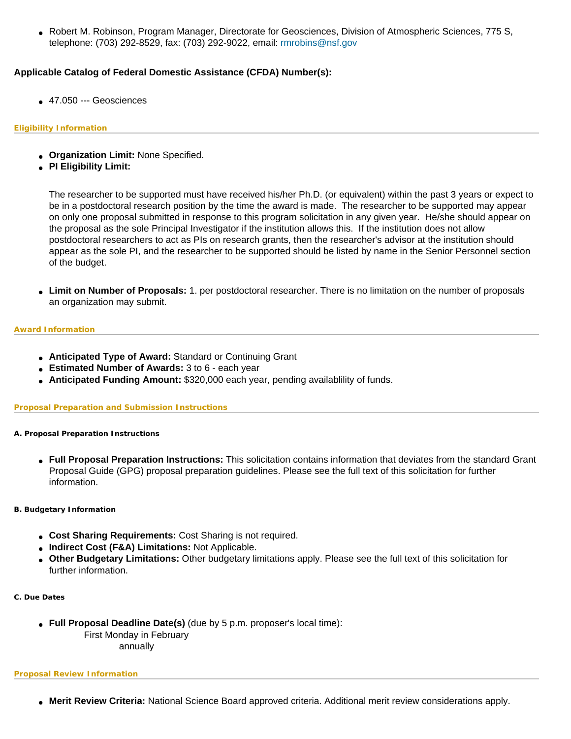- Robert M. Robinson, Program Manager, Directorate for Geosciences, Division of Atmospheric Sciences, 775 S, telephone: (703) 292-8529, fax: (703) 292-9022, email: rmrobins@nsf.gov

**Applicable Catalog of Federal Domestic Assistance (CFDA) Number(s):**

- 47.050 --- Geosciences

### Eligibility Information

- **Organization Limit:** None Specified.
- **PI Eligibility Limit:**

  The researcher to be supported must have received his/her Ph.D. (or equivalent) within the past 3 years or expect to be in a postdoctoral research position by the time the award is made. The researcher to be supported may appear on only one proposal submitted in response to this program solicitation in any given year. He/she should appear on the proposal as the sole Principal Investigator if the institution allows this. If the institution does not allow postdoctoral researchers to act as PIs on research grants, then the researcher's advisor at the institution should appear as the sole PI, and the researcher to be supported should be listed by name in the Senior Personnel section of the budget.

- **Limit on Number of Proposals:** 1. per postdoctoral researcher. There is no limitation on the number of proposals an organization may submit.

### Award Information

- **Anticipated Type of Award:** Standard or Continuing Grant
- **Estimated Number of Awards:** 3 to 6 - each year
- **Anticipated Funding Amount:** $320,000 each year, pending availablility of funds.

### Proposal Preparation and Submission Instructions

#### A. Proposal Preparation Instructions

- **Full Proposal Preparation Instructions:** This solicitation contains information that deviates from the standard Grant Proposal Guide (GPG) proposal preparation guidelines. Please see the full text of this solicitation for further information.

#### B. Budgetary Information

- **Cost Sharing Requirements:** Cost Sharing is not required.
- **Indirect Cost (F&A) Limitations:** Not Applicable.
- **Other Budgetary Limitations:** Other budgetary limitations apply. Please see the full text of this solicitation for further information.

#### C. Due Dates

- **Full Proposal Deadline Date(s)** (due by 5 p.m. proposer's local time):
  First Monday in February
  annually

### Proposal Review Information

- **Merit Review Criteria:** National Science Board approved criteria. Additional merit review considerations apply.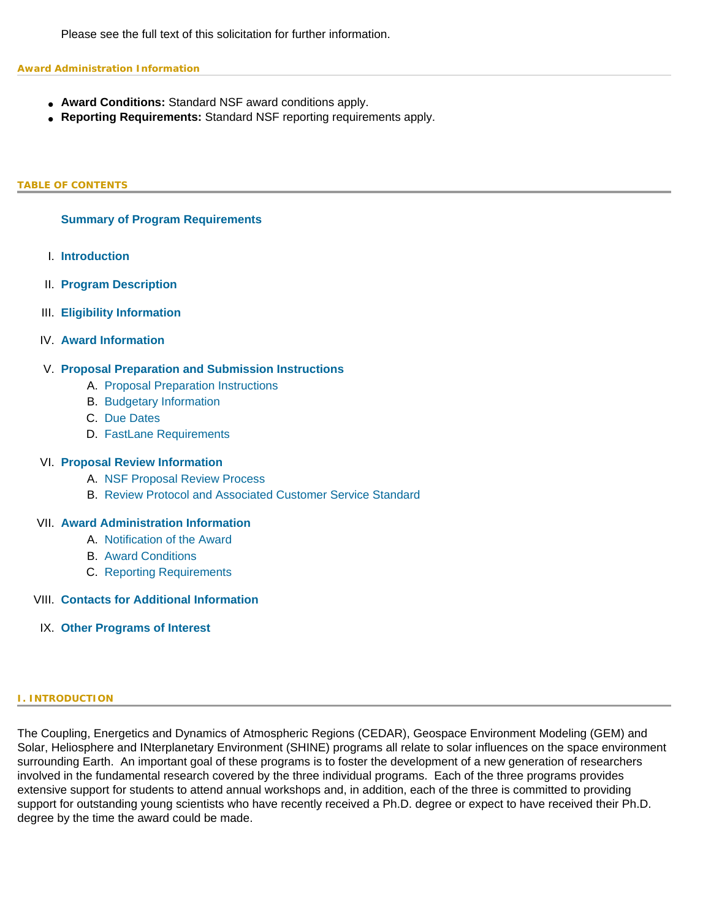Please see the full text of this solicitation for further information.

## Award Administration Information

- **Award Conditions:** Standard NSF award conditions apply.
- **Reporting Requirements:** Standard NSF reporting requirements apply.

## TABLE OF CONTENTS

**Summary of Program Requirements**

I. **Introduction**

II. **Program Description**

III. **Eligibility Information**

IV. **Award Information**

V. **Proposal Preparation and Submission Instructions**
   A. Proposal Preparation Instructions
   B. Budgetary Information
   C. Due Dates
   D. FastLane Requirements

VI. **Proposal Review Information**
   A. NSF Proposal Review Process
   B. Review Protocol and Associated Customer Service Standard

VII. **Award Administration Information**
   A. Notification of the Award
   B. Award Conditions
   C. Reporting Requirements

VIII. **Contacts for Additional Information**

IX. **Other Programs of Interest**

## I. INTRODUCTION

The Coupling, Energetics and Dynamics of Atmospheric Regions (CEDAR), Geospace Environment Modeling (GEM) and Solar, Heliosphere and INterplanetary Environment (SHINE) programs all relate to solar influences on the space environment surrounding Earth. An important goal of these programs is to foster the development of a new generation of researchers involved in the fundamental research covered by the three individual programs. Each of the three programs provides extensive support for students to attend annual workshops and, in addition, each of the three is committed to providing support for outstanding young scientists who have recently received a Ph.D. degree or expect to have received their Ph.D. degree by the time the award could be made.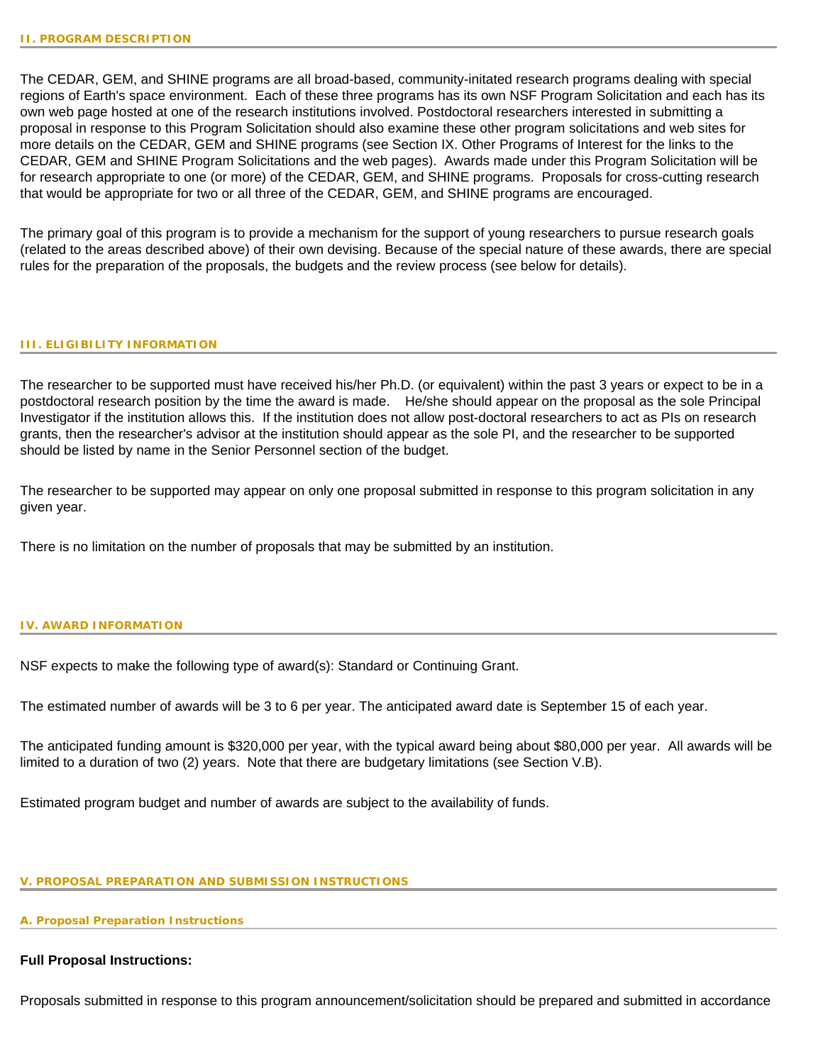## II. PROGRAM DESCRIPTION

The CEDAR, GEM, and SHINE programs are all broad-based, community-initated research programs dealing with special regions of Earth's space environment. Each of these three programs has its own NSF Program Solicitation and each has its own web page hosted at one of the research institutions involved. Postdoctoral researchers interested in submitting a proposal in response to this Program Solicitation should also examine these other program solicitations and web sites for more details on the CEDAR, GEM and SHINE programs (see Section IX. Other Programs of Interest for the links to the CEDAR, GEM and SHINE Program Solicitations and the web pages). Awards made under this Program Solicitation will be for research appropriate to one (or more) of the CEDAR, GEM, and SHINE programs. Proposals for cross-cutting research that would be appropriate for two or all three of the CEDAR, GEM, and SHINE programs are encouraged.

The primary goal of this program is to provide a mechanism for the support of young researchers to pursue research goals (related to the areas described above) of their own devising. Because of the special nature of these awards, there are special rules for the preparation of the proposals, the budgets and the review process (see below for details).

## III. ELIGIBILITY INFORMATION

The researcher to be supported must have received his/her Ph.D. (or equivalent) within the past 3 years or expect to be in a postdoctoral research position by the time the award is made. He/she should appear on the proposal as the sole Principal Investigator if the institution allows this. If the institution does not allow post-doctoral researchers to act as PIs on research grants, then the researcher's advisor at the institution should appear as the sole PI, and the researcher to be supported should be listed by name in the Senior Personnel section of the budget.

The researcher to be supported may appear on only one proposal submitted in response to this program solicitation in any given year.

There is no limitation on the number of proposals that may be submitted by an institution.

## IV. AWARD INFORMATION

NSF expects to make the following type of award(s): Standard or Continuing Grant.

The estimated number of awards will be 3 to 6 per year. The anticipated award date is September 15 of each year.

The anticipated funding amount is $320,000 per year, with the typical award being about $80,000 per year. All awards will be limited to a duration of two (2) years. Note that there are budgetary limitations (see Section V.B).

Estimated program budget and number of awards are subject to the availability of funds.

## V. PROPOSAL PREPARATION AND SUBMISSION INSTRUCTIONS

### A. Proposal Preparation Instructions

**Full Proposal Instructions:**

Proposals submitted in response to this program announcement/solicitation should be prepared and submitted in accordance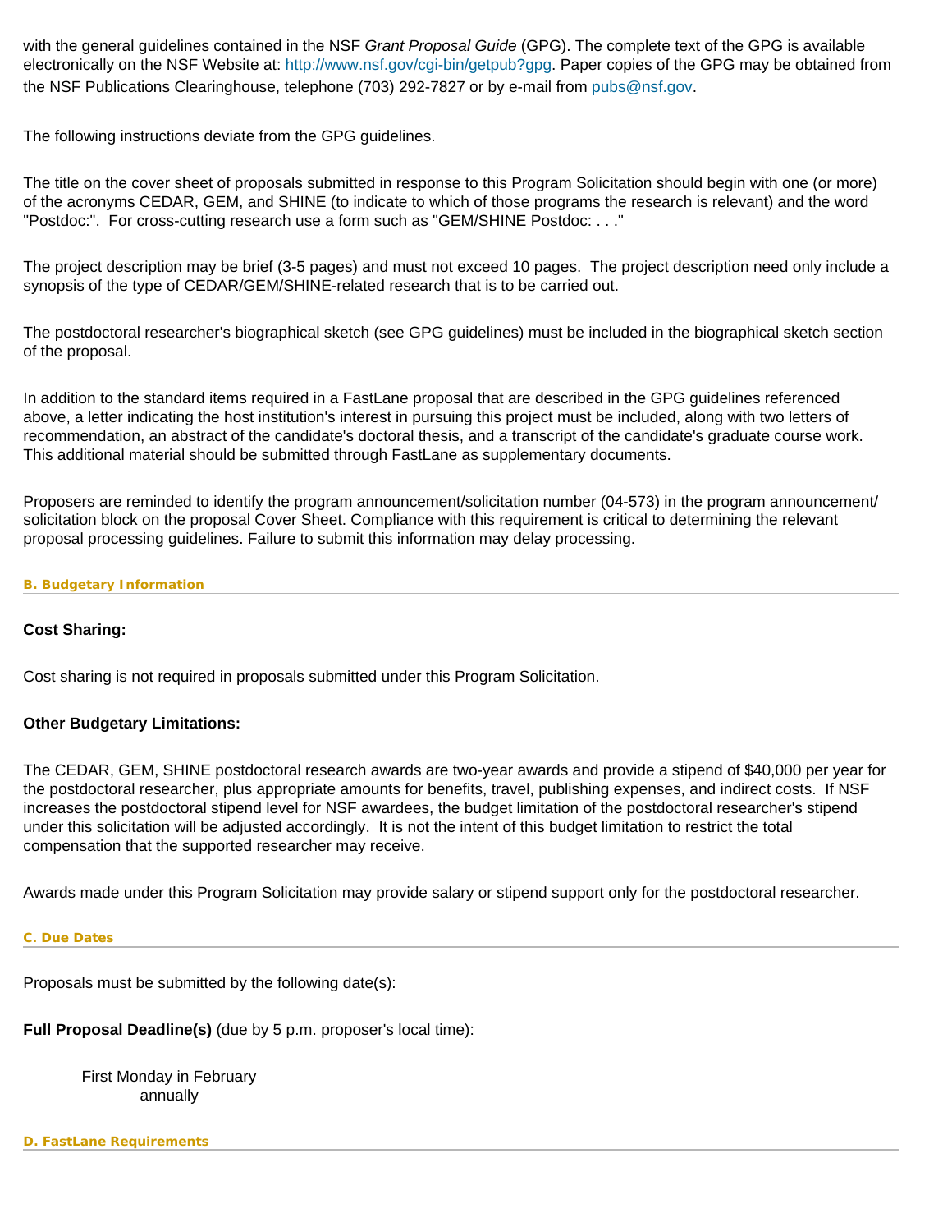with the general guidelines contained in the NSF *Grant Proposal Guide* (GPG). The complete text of the GPG is available electronically on the NSF Website at: http://www.nsf.gov/cgi-bin/getpub?gpg. Paper copies of the GPG may be obtained from the NSF Publications Clearinghouse, telephone (703) 292-7827 or by e-mail from pubs@nsf.gov.

The following instructions deviate from the GPG guidelines.

The title on the cover sheet of proposals submitted in response to this Program Solicitation should begin with one (or more) of the acronyms CEDAR, GEM, and SHINE (to indicate to which of those programs the research is relevant) and the word "Postdoc:". For cross-cutting research use a form such as "GEM/SHINE Postdoc: . . ."

The project description may be brief (3-5 pages) and must not exceed 10 pages. The project description need only include a synopsis of the type of CEDAR/GEM/SHINE-related research that is to be carried out.

The postdoctoral researcher's biographical sketch (see GPG guidelines) must be included in the biographical sketch section of the proposal.

In addition to the standard items required in a FastLane proposal that are described in the GPG guidelines referenced above, a letter indicating the host institution's interest in pursuing this project must be included, along with two letters of recommendation, an abstract of the candidate's doctoral thesis, and a transcript of the candidate's graduate course work. This additional material should be submitted through FastLane as supplementary documents.

Proposers are reminded to identify the program announcement/solicitation number (04-573) in the program announcement/ solicitation block on the proposal Cover Sheet. Compliance with this requirement is critical to determining the relevant proposal processing guidelines. Failure to submit this information may delay processing.

#### B. Budgetary Information

**Cost Sharing:**

Cost sharing is not required in proposals submitted under this Program Solicitation.

**Other Budgetary Limitations:**

The CEDAR, GEM, SHINE postdoctoral research awards are two-year awards and provide a stipend of $40,000 per year for the postdoctoral researcher, plus appropriate amounts for benefits, travel, publishing expenses, and indirect costs. If NSF increases the postdoctoral stipend level for NSF awardees, the budget limitation of the postdoctoral researcher's stipend under this solicitation will be adjusted accordingly. It is not the intent of this budget limitation to restrict the total compensation that the supported researcher may receive.

Awards made under this Program Solicitation may provide salary or stipend support only for the postdoctoral researcher.

#### C. Due Dates

Proposals must be submitted by the following date(s):

**Full Proposal Deadline(s)** (due by 5 p.m. proposer's local time):

First Monday in February
annually

#### D. FastLane Requirements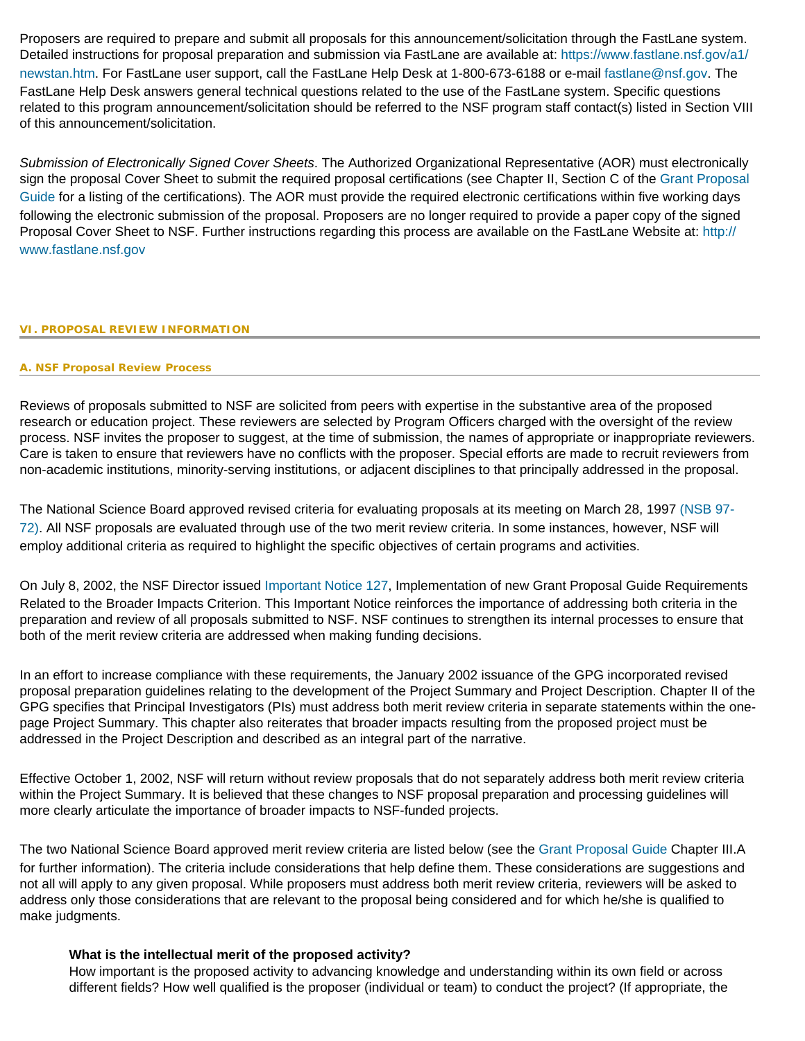Proposers are required to prepare and submit all proposals for this announcement/solicitation through the FastLane system. Detailed instructions for proposal preparation and submission via FastLane are available at: https://www.fastlane.nsf.gov/a1/newstan.htm. For FastLane user support, call the FastLane Help Desk at 1-800-673-6188 or e-mail fastlane@nsf.gov. The FastLane Help Desk answers general technical questions related to the use of the FastLane system. Specific questions related to this program announcement/solicitation should be referred to the NSF program staff contact(s) listed in Section VIII of this announcement/solicitation.

*Submission of Electronically Signed Cover Sheets*. The Authorized Organizational Representative (AOR) must electronically sign the proposal Cover Sheet to submit the required proposal certifications (see Chapter II, Section C of the Grant Proposal Guide for a listing of the certifications). The AOR must provide the required electronic certifications within five working days following the electronic submission of the proposal. Proposers are no longer required to provide a paper copy of the signed Proposal Cover Sheet to NSF. Further instructions regarding this process are available on the FastLane Website at: http://www.fastlane.nsf.gov

## VI. PROPOSAL REVIEW INFORMATION

### A. NSF Proposal Review Process

Reviews of proposals submitted to NSF are solicited from peers with expertise in the substantive area of the proposed research or education project. These reviewers are selected by Program Officers charged with the oversight of the review process. NSF invites the proposer to suggest, at the time of submission, the names of appropriate or inappropriate reviewers. Care is taken to ensure that reviewers have no conflicts with the proposer. Special efforts are made to recruit reviewers from non-academic institutions, minority-serving institutions, or adjacent disciplines to that principally addressed in the proposal.

The National Science Board approved revised criteria for evaluating proposals at its meeting on March 28, 1997 (NSB 97-72). All NSF proposals are evaluated through use of the two merit review criteria. In some instances, however, NSF will employ additional criteria as required to highlight the specific objectives of certain programs and activities.

On July 8, 2002, the NSF Director issued Important Notice 127, Implementation of new Grant Proposal Guide Requirements Related to the Broader Impacts Criterion. This Important Notice reinforces the importance of addressing both criteria in the preparation and review of all proposals submitted to NSF. NSF continues to strengthen its internal processes to ensure that both of the merit review criteria are addressed when making funding decisions.

In an effort to increase compliance with these requirements, the January 2002 issuance of the GPG incorporated revised proposal preparation guidelines relating to the development of the Project Summary and Project Description. Chapter II of the GPG specifies that Principal Investigators (PIs) must address both merit review criteria in separate statements within the one-page Project Summary. This chapter also reiterates that broader impacts resulting from the proposed project must be addressed in the Project Description and described as an integral part of the narrative.

Effective October 1, 2002, NSF will return without review proposals that do not separately address both merit review criteria within the Project Summary. It is believed that these changes to NSF proposal preparation and processing guidelines will more clearly articulate the importance of broader impacts to NSF-funded projects.

The two National Science Board approved merit review criteria are listed below (see the Grant Proposal Guide Chapter III.A for further information). The criteria include considerations that help define them. These considerations are suggestions and not all will apply to any given proposal. While proposers must address both merit review criteria, reviewers will be asked to address only those considerations that are relevant to the proposal being considered and for which he/she is qualified to make judgments.

> **What is the intellectual merit of the proposed activity?**
> How important is the proposed activity to advancing knowledge and understanding within its own field or across different fields? How well qualified is the proposer (individual or team) to conduct the project? (If appropriate, the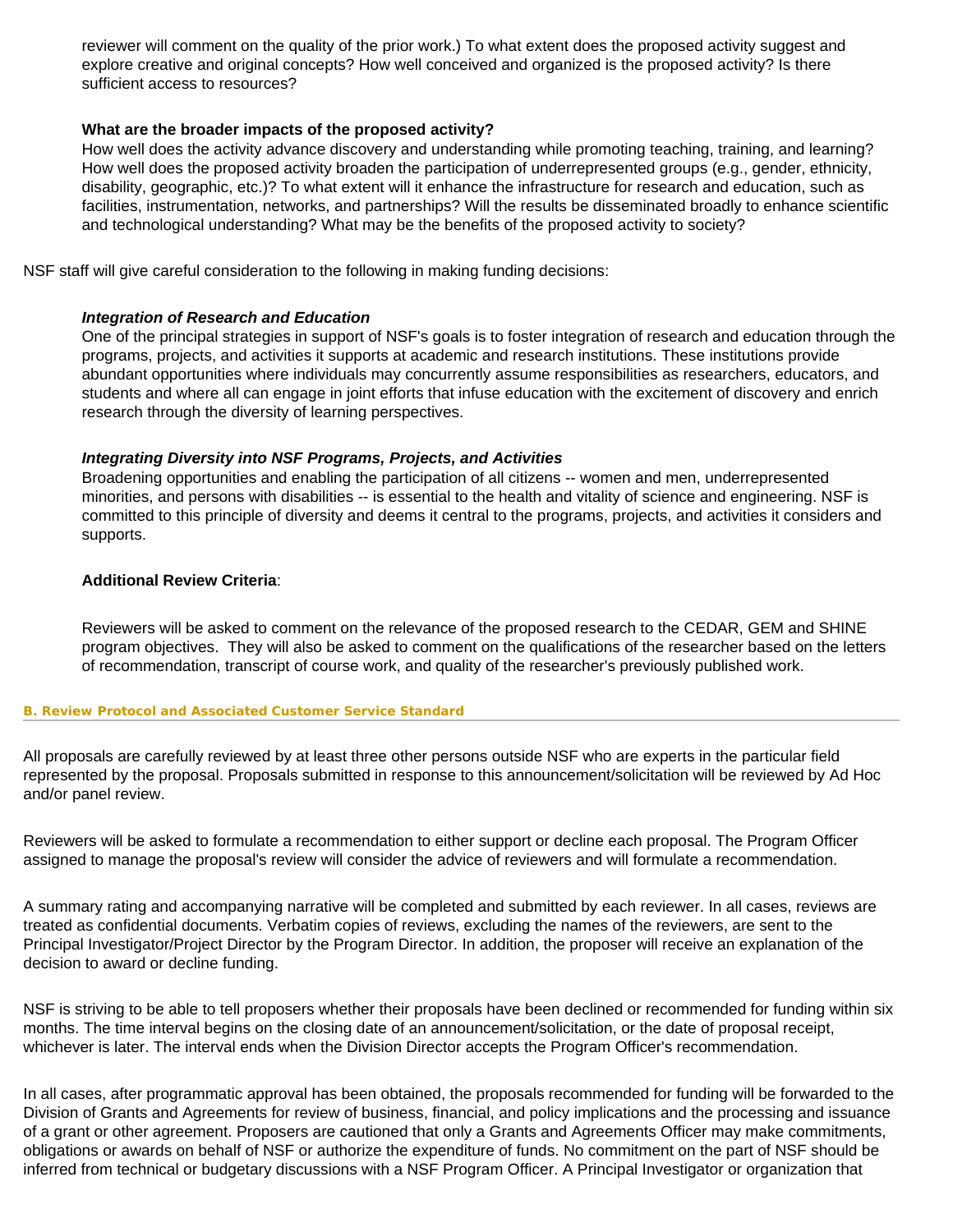reviewer will comment on the quality of the prior work.) To what extent does the proposed activity suggest and explore creative and original concepts? How well conceived and organized is the proposed activity? Is there sufficient access to resources?

**What are the broader impacts of the proposed activity?**
How well does the activity advance discovery and understanding while promoting teaching, training, and learning? How well does the proposed activity broaden the participation of underrepresented groups (e.g., gender, ethnicity, disability, geographic, etc.)? To what extent will it enhance the infrastructure for research and education, such as facilities, instrumentation, networks, and partnerships? Will the results be disseminated broadly to enhance scientific and technological understanding? What may be the benefits of the proposed activity to society?

NSF staff will give careful consideration to the following in making funding decisions:

***Integration of Research and Education***
One of the principal strategies in support of NSF's goals is to foster integration of research and education through the programs, projects, and activities it supports at academic and research institutions. These institutions provide abundant opportunities where individuals may concurrently assume responsibilities as researchers, educators, and students and where all can engage in joint efforts that infuse education with the excitement of discovery and enrich research through the diversity of learning perspectives.

***Integrating Diversity into NSF Programs, Projects, and Activities***
Broadening opportunities and enabling the participation of all citizens -- women and men, underrepresented minorities, and persons with disabilities -- is essential to the health and vitality of science and engineering. NSF is committed to this principle of diversity and deems it central to the programs, projects, and activities it considers and supports.

**Additional Review Criteria**:

Reviewers will be asked to comment on the relevance of the proposed research to the CEDAR, GEM and SHINE program objectives. They will also be asked to comment on the qualifications of the researcher based on the letters of recommendation, transcript of course work, and quality of the researcher's previously published work.

#### B. Review Protocol and Associated Customer Service Standard

All proposals are carefully reviewed by at least three other persons outside NSF who are experts in the particular field represented by the proposal. Proposals submitted in response to this announcement/solicitation will be reviewed by Ad Hoc and/or panel review.

Reviewers will be asked to formulate a recommendation to either support or decline each proposal. The Program Officer assigned to manage the proposal's review will consider the advice of reviewers and will formulate a recommendation.

A summary rating and accompanying narrative will be completed and submitted by each reviewer. In all cases, reviews are treated as confidential documents. Verbatim copies of reviews, excluding the names of the reviewers, are sent to the Principal Investigator/Project Director by the Program Director. In addition, the proposer will receive an explanation of the decision to award or decline funding.

NSF is striving to be able to tell proposers whether their proposals have been declined or recommended for funding within six months. The time interval begins on the closing date of an announcement/solicitation, or the date of proposal receipt, whichever is later. The interval ends when the Division Director accepts the Program Officer's recommendation.

In all cases, after programmatic approval has been obtained, the proposals recommended for funding will be forwarded to the Division of Grants and Agreements for review of business, financial, and policy implications and the processing and issuance of a grant or other agreement. Proposers are cautioned that only a Grants and Agreements Officer may make commitments, obligations or awards on behalf of NSF or authorize the expenditure of funds. No commitment on the part of NSF should be inferred from technical or budgetary discussions with a NSF Program Officer. A Principal Investigator or organization that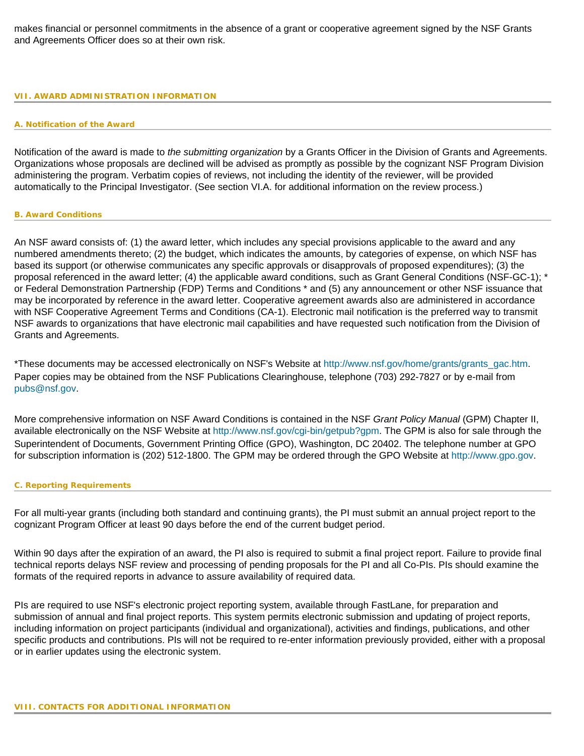makes financial or personnel commitments in the absence of a grant or cooperative agreement signed by the NSF Grants and Agreements Officer does so at their own risk.

## VII. AWARD ADMINISTRATION INFORMATION

### A. Notification of the Award

Notification of the award is made to *the submitting organization* by a Grants Officer in the Division of Grants and Agreements. Organizations whose proposals are declined will be advised as promptly as possible by the cognizant NSF Program Division administering the program. Verbatim copies of reviews, not including the identity of the reviewer, will be provided automatically to the Principal Investigator. (See section VI.A. for additional information on the review process.)

### B. Award Conditions

An NSF award consists of: (1) the award letter, which includes any special provisions applicable to the award and any numbered amendments thereto; (2) the budget, which indicates the amounts, by categories of expense, on which NSF has based its support (or otherwise communicates any specific approvals or disapprovals of proposed expenditures); (3) the proposal referenced in the award letter; (4) the applicable award conditions, such as Grant General Conditions (NSF-GC-1); * or Federal Demonstration Partnership (FDP) Terms and Conditions * and (5) any announcement or other NSF issuance that may be incorporated by reference in the award letter. Cooperative agreement awards also are administered in accordance with NSF Cooperative Agreement Terms and Conditions (CA-1). Electronic mail notification is the preferred way to transmit NSF awards to organizations that have electronic mail capabilities and have requested such notification from the Division of Grants and Agreements.

*These documents may be accessed electronically on NSF's Website at http://www.nsf.gov/home/grants/grants_gac.htm. Paper copies may be obtained from the NSF Publications Clearinghouse, telephone (703) 292-7827 or by e-mail from pubs@nsf.gov.

More comprehensive information on NSF Award Conditions is contained in the NSF *Grant Policy Manual* (GPM) Chapter II, available electronically on the NSF Website at http://www.nsf.gov/cgi-bin/getpub?gpm. The GPM is also for sale through the Superintendent of Documents, Government Printing Office (GPO), Washington, DC 20402. The telephone number at GPO for subscription information is (202) 512-1800. The GPM may be ordered through the GPO Website at http://www.gpo.gov.

### C. Reporting Requirements

For all multi-year grants (including both standard and continuing grants), the PI must submit an annual project report to the cognizant Program Officer at least 90 days before the end of the current budget period.

Within 90 days after the expiration of an award, the PI also is required to submit a final project report. Failure to provide final technical reports delays NSF review and processing of pending proposals for the PI and all Co-PIs. PIs should examine the formats of the required reports in advance to assure availability of required data.

PIs are required to use NSF's electronic project reporting system, available through FastLane, for preparation and submission of annual and final project reports. This system permits electronic submission and updating of project reports, including information on project participants (individual and organizational), activities and findings, publications, and other specific products and contributions. PIs will not be required to re-enter information previously provided, either with a proposal or in earlier updates using the electronic system.

## VIII. CONTACTS FOR ADDITIONAL INFORMATION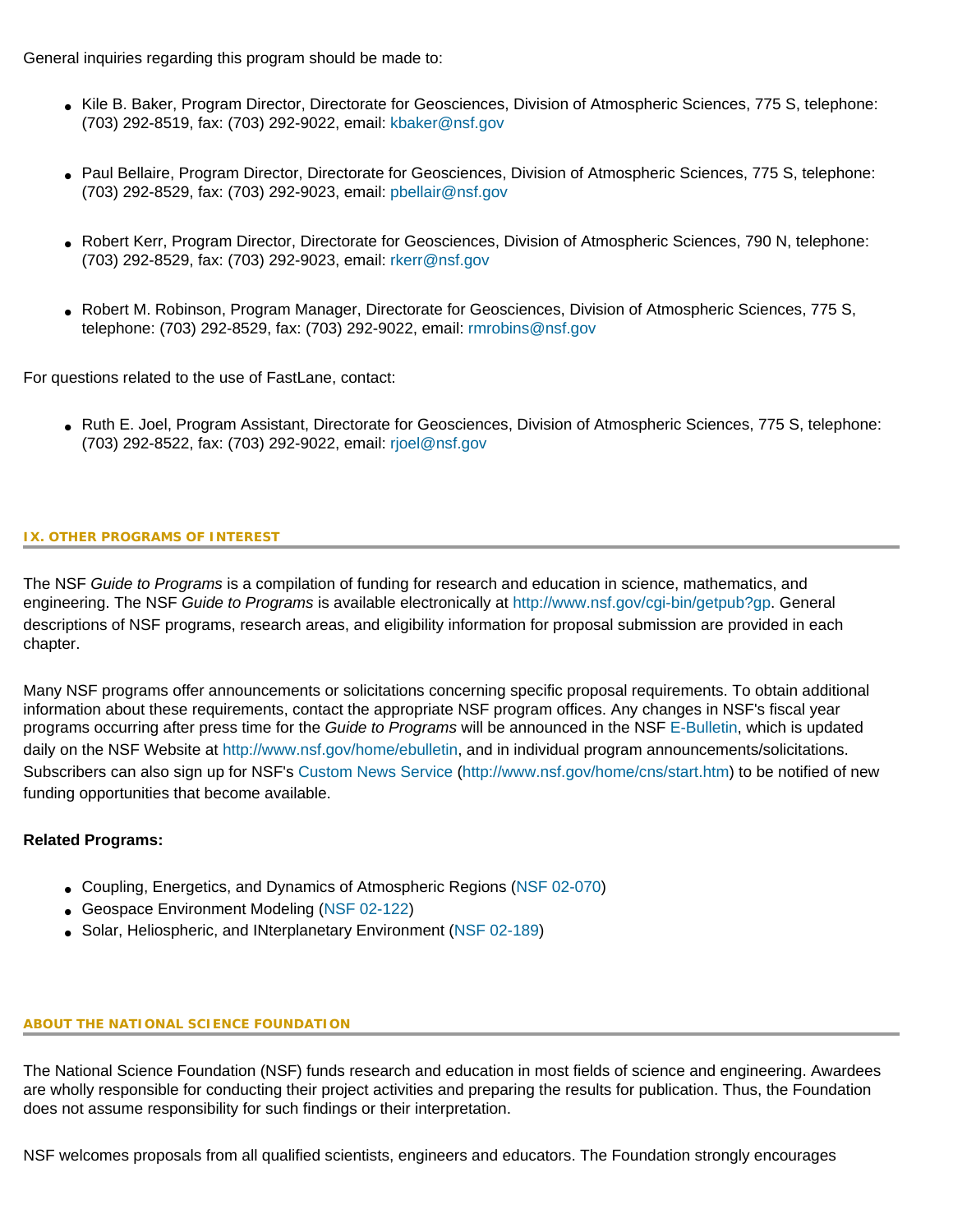General inquiries regarding this program should be made to:

- Kile B. Baker, Program Director, Directorate for Geosciences, Division of Atmospheric Sciences, 775 S, telephone: (703) 292-8519, fax: (703) 292-9022, email: kbaker@nsf.gov
- Paul Bellaire, Program Director, Directorate for Geosciences, Division of Atmospheric Sciences, 775 S, telephone: (703) 292-8529, fax: (703) 292-9023, email: pbellair@nsf.gov
- Robert Kerr, Program Director, Directorate for Geosciences, Division of Atmospheric Sciences, 790 N, telephone: (703) 292-8529, fax: (703) 292-9023, email: rkerr@nsf.gov
- Robert M. Robinson, Program Manager, Directorate for Geosciences, Division of Atmospheric Sciences, 775 S, telephone: (703) 292-8529, fax: (703) 292-9022, email: rmrobins@nsf.gov

For questions related to the use of FastLane, contact:

- Ruth E. Joel, Program Assistant, Directorate for Geosciences, Division of Atmospheric Sciences, 775 S, telephone: (703) 292-8522, fax: (703) 292-9022, email: rjoel@nsf.gov

## IX. OTHER PROGRAMS OF INTEREST

The NSF *Guide to Programs* is a compilation of funding for research and education in science, mathematics, and engineering. The NSF *Guide to Programs* is available electronically at http://www.nsf.gov/cgi-bin/getpub?gp. General descriptions of NSF programs, research areas, and eligibility information for proposal submission are provided in each chapter.

Many NSF programs offer announcements or solicitations concerning specific proposal requirements. To obtain additional information about these requirements, contact the appropriate NSF program offices. Any changes in NSF's fiscal year programs occurring after press time for the *Guide to Programs* will be announced in the NSF E-Bulletin, which is updated daily on the NSF Website at http://www.nsf.gov/home/ebulletin, and in individual program announcements/solicitations. Subscribers can also sign up for NSF's Custom News Service (http://www.nsf.gov/home/cns/start.htm) to be notified of new funding opportunities that become available.

**Related Programs:**

- Coupling, Energetics, and Dynamics of Atmospheric Regions (NSF 02-070)
- Geospace Environment Modeling (NSF 02-122)
- Solar, Heliospheric, and INterplanetary Environment (NSF 02-189)

## ABOUT THE NATIONAL SCIENCE FOUNDATION

The National Science Foundation (NSF) funds research and education in most fields of science and engineering. Awardees are wholly responsible for conducting their project activities and preparing the results for publication. Thus, the Foundation does not assume responsibility for such findings or their interpretation.

NSF welcomes proposals from all qualified scientists, engineers and educators. The Foundation strongly encourages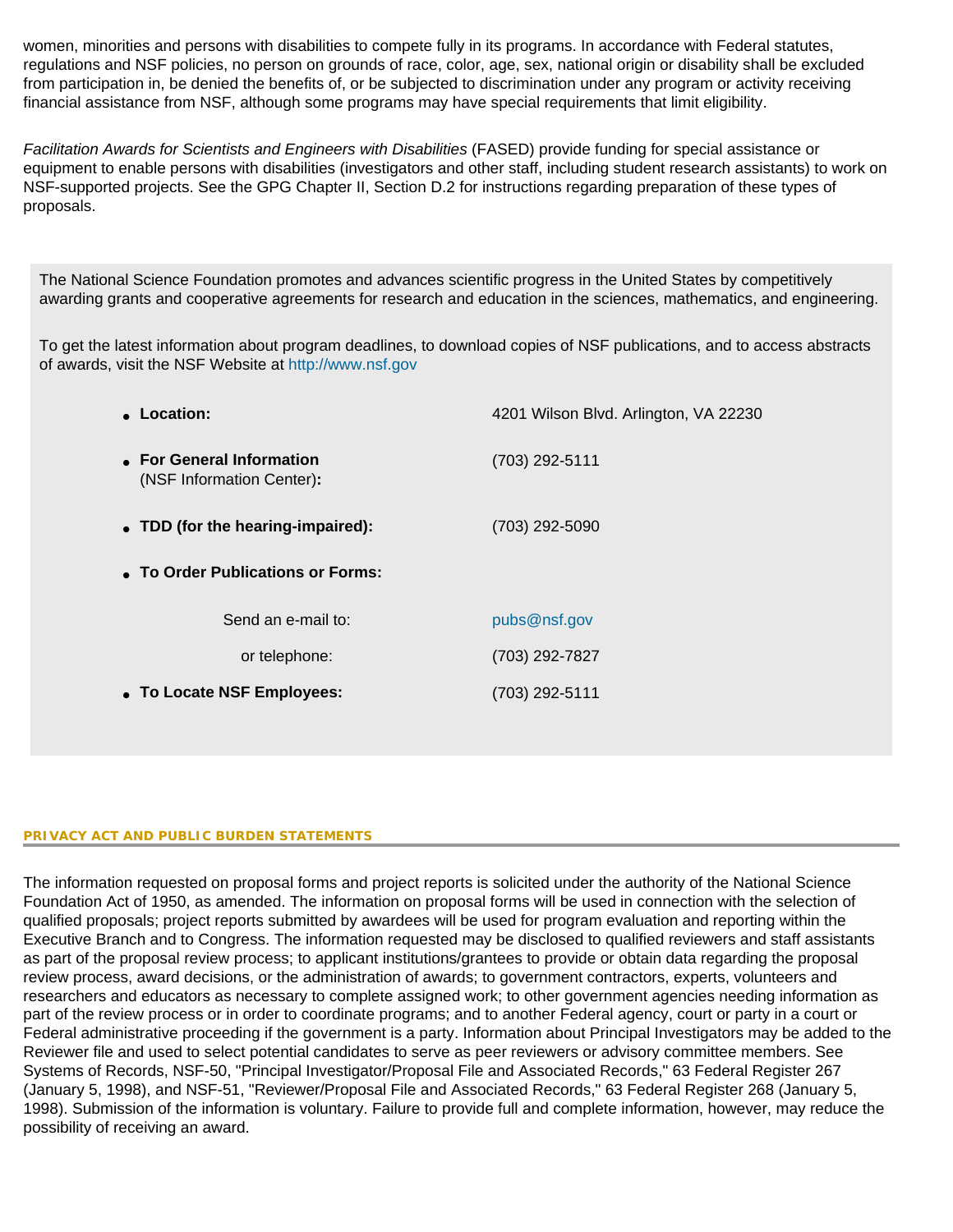women, minorities and persons with disabilities to compete fully in its programs. In accordance with Federal statutes, regulations and NSF policies, no person on grounds of race, color, age, sex, national origin or disability shall be excluded from participation in, be denied the benefits of, or be subjected to discrimination under any program or activity receiving financial assistance from NSF, although some programs may have special requirements that limit eligibility.

*Facilitation Awards for Scientists and Engineers with Disabilities* (FASED) provide funding for special assistance or equipment to enable persons with disabilities (investigators and other staff, including student research assistants) to work on NSF-supported projects. See the GPG Chapter II, Section D.2 for instructions regarding preparation of these types of proposals.

The National Science Foundation promotes and advances scientific progress in the United States by competitively awarding grants and cooperative agreements for research and education in the sciences, mathematics, and engineering.

To get the latest information about program deadlines, to download copies of NSF publications, and to access abstracts of awards, visit the NSF Website at http://www.nsf.gov

- **Location:** 4201 Wilson Blvd. Arlington, VA 22230
- **For General Information** (NSF Information Center)**:** (703) 292-5111
- **TDD (for the hearing-impaired):** (703) 292-5090
- **To Order Publications or Forms:**
  - Send an e-mail to: pubs@nsf.gov
  - or telephone: (703) 292-7827
- **To Locate NSF Employees:** (703) 292-5111

## PRIVACY ACT AND PUBLIC BURDEN STATEMENTS

The information requested on proposal forms and project reports is solicited under the authority of the National Science Foundation Act of 1950, as amended. The information on proposal forms will be used in connection with the selection of qualified proposals; project reports submitted by awardees will be used for program evaluation and reporting within the Executive Branch and to Congress. The information requested may be disclosed to qualified reviewers and staff assistants as part of the proposal review process; to applicant institutions/grantees to provide or obtain data regarding the proposal review process, award decisions, or the administration of awards; to government contractors, experts, volunteers and researchers and educators as necessary to complete assigned work; to other government agencies needing information as part of the review process or in order to coordinate programs; and to another Federal agency, court or party in a court or Federal administrative proceeding if the government is a party. Information about Principal Investigators may be added to the Reviewer file and used to select potential candidates to serve as peer reviewers or advisory committee members. See Systems of Records, NSF-50, "Principal Investigator/Proposal File and Associated Records," 63 Federal Register 267 (January 5, 1998), and NSF-51, "Reviewer/Proposal File and Associated Records," 63 Federal Register 268 (January 5, 1998). Submission of the information is voluntary. Failure to provide full and complete information, however, may reduce the possibility of receiving an award.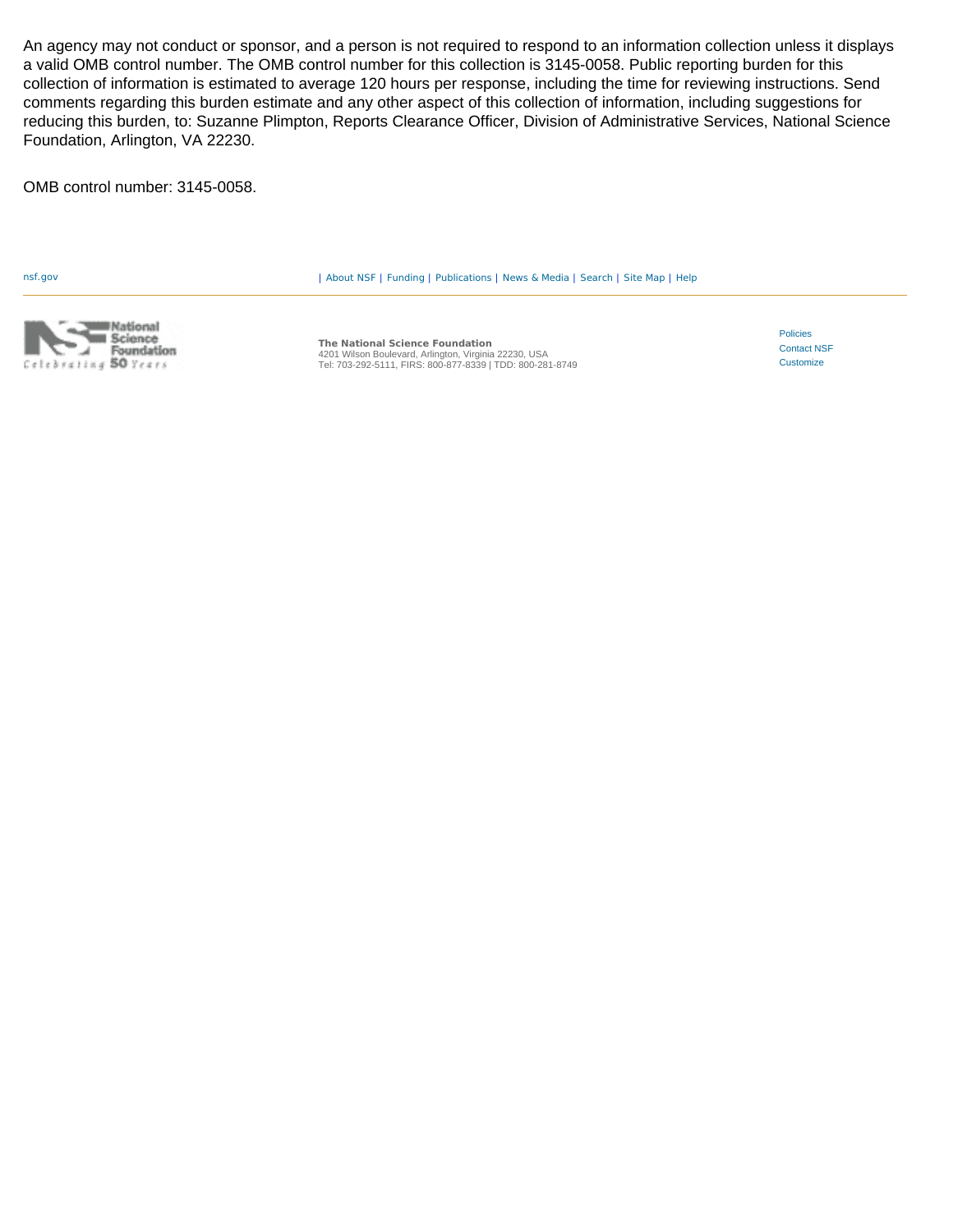An agency may not conduct or sponsor, and a person is not required to respond to an information collection unless it displays a valid OMB control number. The OMB control number for this collection is 3145-0058. Public reporting burden for this collection of information is estimated to average 120 hours per response, including the time for reviewing instructions. Send comments regarding this burden estimate and any other aspect of this collection of information, including suggestions for reducing this burden, to: Suzanne Plimpton, Reports Clearance Officer, Division of Administrative Services, National Science Foundation, Arlington, VA 22230.

OMB control number: 3145-0058.

nsf.gov | About NSF | Funding | Publications | News & Media | Search | Site Map | Help

National Science Foundation Celebrating 50 Years

**The National Science Foundation**
4201 Wilson Boulevard, Arlington, Virginia 22230, USA
Tel: 703-292-5111, FIRS: 800-877-8339 | TDD: 800-281-8749

Policies
Contact NSF
Customize